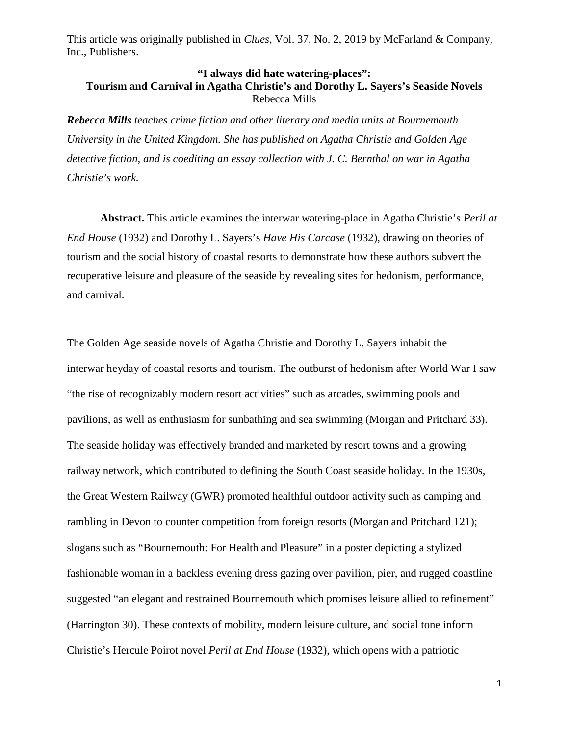This article was originally published in *Clues*, Vol. 37, No. 2, 2019 by McFarland & Company, Inc., Publishers.

# "I always did hate watering-places": Tourism and Carnival in Agatha Christie's and Dorothy L. Sayers's Seaside Novels

Rebecca Mills

***Rebecca Mills*** *teaches crime fiction and other literary and media units at Bournemouth University in the United Kingdom. She has published on Agatha Christie and Golden Age detective fiction, and is coediting an essay collection with J. C. Bernthal on war in Agatha Christie's work.*

**Abstract.** This article examines the interwar watering-place in Agatha Christie's *Peril at End House* (1932) and Dorothy L. Sayers's *Have His Carcase* (1932), drawing on theories of tourism and the social history of coastal resorts to demonstrate how these authors subvert the recuperative leisure and pleasure of the seaside by revealing sites for hedonism, performance, and carnival.

The Golden Age seaside novels of Agatha Christie and Dorothy L. Sayers inhabit the interwar heyday of coastal resorts and tourism. The outburst of hedonism after World War I saw "the rise of recognizably modern resort activities" such as arcades, swimming pools and pavilions, as well as enthusiasm for sunbathing and sea swimming (Morgan and Pritchard 33). The seaside holiday was effectively branded and marketed by resort towns and a growing railway network, which contributed to defining the South Coast seaside holiday. In the 1930s, the Great Western Railway (GWR) promoted healthful outdoor activity such as camping and rambling in Devon to counter competition from foreign resorts (Morgan and Pritchard 121); slogans such as "Bournemouth: For Health and Pleasure" in a poster depicting a stylized fashionable woman in a backless evening dress gazing over pavilion, pier, and rugged coastline suggested "an elegant and restrained Bournemouth which promises leisure allied to refinement" (Harrington 30). These contexts of mobility, modern leisure culture, and social tone inform Christie's Hercule Poirot novel *Peril at End House* (1932), which opens with a patriotic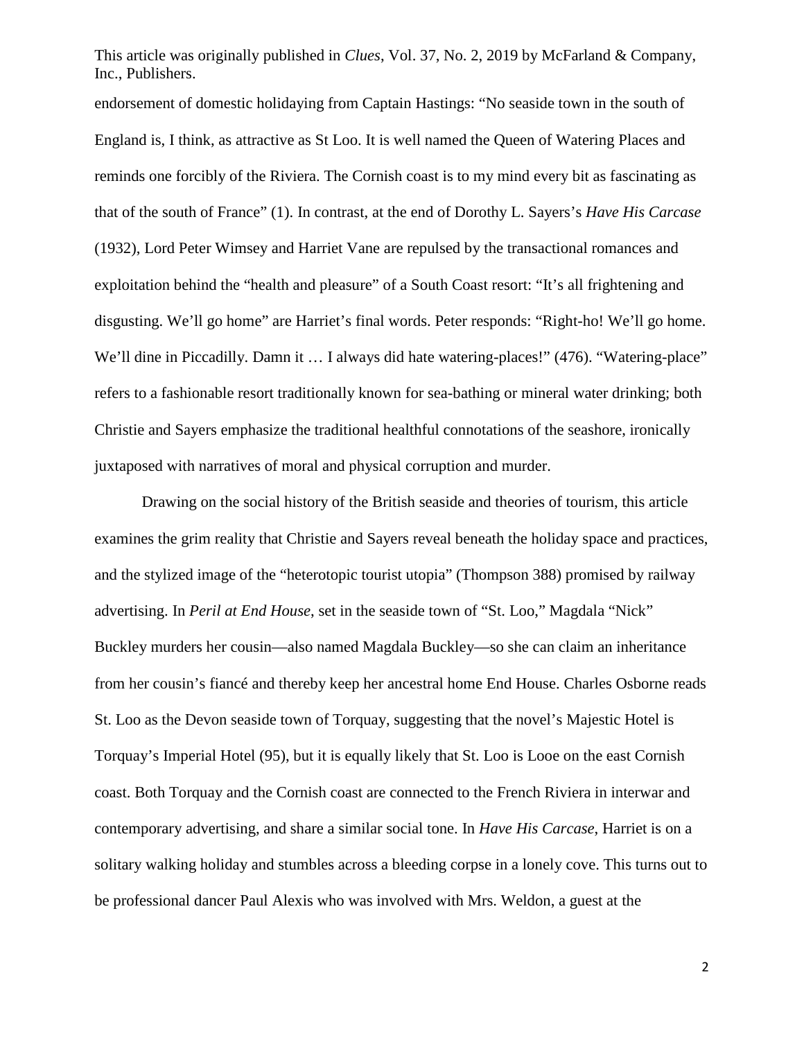endorsement of domestic holidaying from Captain Hastings: "No seaside town in the south of England is, I think, as attractive as St Loo. It is well named the Queen of Watering Places and reminds one forcibly of the Riviera. The Cornish coast is to my mind every bit as fascinating as that of the south of France" (1). In contrast, at the end of Dorothy L. Sayers's *Have His Carcase* (1932), Lord Peter Wimsey and Harriet Vane are repulsed by the transactional romances and exploitation behind the "health and pleasure" of a South Coast resort: "It's all frightening and disgusting. We'll go home" are Harriet's final words. Peter responds: "Right-ho! We'll go home. We'll dine in Piccadilly. Damn it … I always did hate watering-places!" (476). "Watering-place" refers to a fashionable resort traditionally known for sea-bathing or mineral water drinking; both Christie and Sayers emphasize the traditional healthful connotations of the seashore, ironically juxtaposed with narratives of moral and physical corruption and murder.

Drawing on the social history of the British seaside and theories of tourism, this article examines the grim reality that Christie and Sayers reveal beneath the holiday space and practices, and the stylized image of the "heterotopic tourist utopia" (Thompson 388) promised by railway advertising. In *Peril at End House*, set in the seaside town of "St. Loo," Magdala "Nick" Buckley murders her cousin—also named Magdala Buckley—so she can claim an inheritance from her cousin's fiancé and thereby keep her ancestral home End House. Charles Osborne reads St. Loo as the Devon seaside town of Torquay, suggesting that the novel's Majestic Hotel is Torquay's Imperial Hotel (95), but it is equally likely that St. Loo is Looe on the east Cornish coast. Both Torquay and the Cornish coast are connected to the French Riviera in interwar and contemporary advertising, and share a similar social tone. In *Have His Carcase*, Harriet is on a solitary walking holiday and stumbles across a bleeding corpse in a lonely cove. This turns out to be professional dancer Paul Alexis who was involved with Mrs. Weldon, a guest at the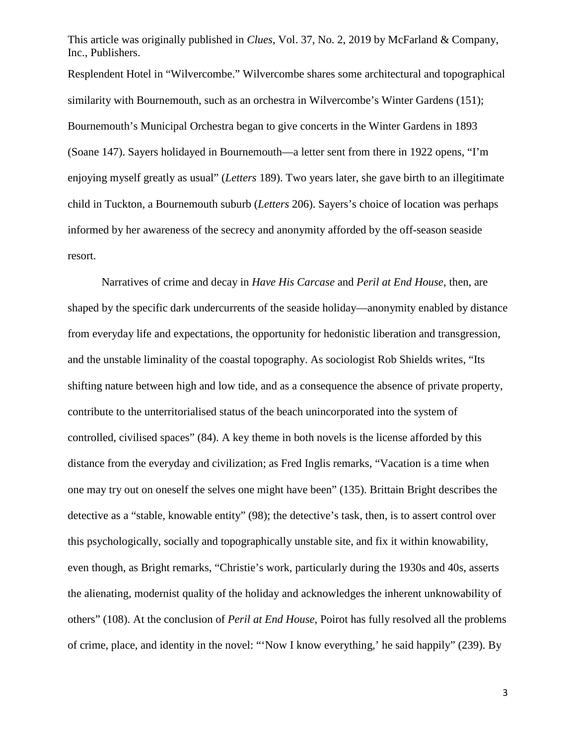Resplendent Hotel in "Wilvercombe." Wilvercombe shares some architectural and topographical similarity with Bournemouth, such as an orchestra in Wilvercombe's Winter Gardens (151); Bournemouth's Municipal Orchestra began to give concerts in the Winter Gardens in 1893 (Soane 147). Sayers holidayed in Bournemouth—a letter sent from there in 1922 opens, "I'm enjoying myself greatly as usual" (*Letters* 189). Two years later, she gave birth to an illegitimate child in Tuckton, a Bournemouth suburb (*Letters* 206). Sayers's choice of location was perhaps informed by her awareness of the secrecy and anonymity afforded by the off-season seaside resort.

Narratives of crime and decay in *Have His Carcase* and *Peril at End House*, then, are shaped by the specific dark undercurrents of the seaside holiday—anonymity enabled by distance from everyday life and expectations, the opportunity for hedonistic liberation and transgression, and the unstable liminality of the coastal topography. As sociologist Rob Shields writes, "Its shifting nature between high and low tide, and as a consequence the absence of private property, contribute to the unterritorialised status of the beach unincorporated into the system of controlled, civilised spaces" (84). A key theme in both novels is the license afforded by this distance from the everyday and civilization; as Fred Inglis remarks, "Vacation is a time when one may try out on oneself the selves one might have been" (135). Brittain Bright describes the detective as a "stable, knowable entity" (98); the detective's task, then, is to assert control over this psychologically, socially and topographically unstable site, and fix it within knowability, even though, as Bright remarks, "Christie's work, particularly during the 1930s and 40s, asserts the alienating, modernist quality of the holiday and acknowledges the inherent unknowability of others" (108). At the conclusion of *Peril at End House*, Poirot has fully resolved all the problems of crime, place, and identity in the novel: "'Now I know everything,' he said happily" (239). By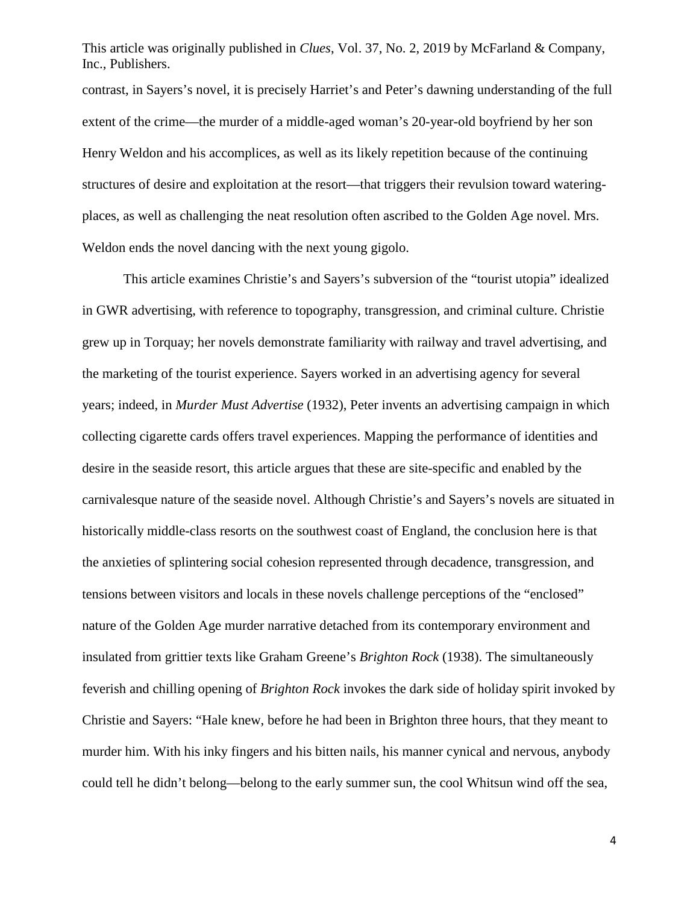contrast, in Sayers's novel, it is precisely Harriet's and Peter's dawning understanding of the full extent of the crime—the murder of a middle-aged woman's 20-year-old boyfriend by her son Henry Weldon and his accomplices, as well as its likely repetition because of the continuing structures of desire and exploitation at the resort—that triggers their revulsion toward watering-places, as well as challenging the neat resolution often ascribed to the Golden Age novel. Mrs. Weldon ends the novel dancing with the next young gigolo.

This article examines Christie's and Sayers's subversion of the "tourist utopia" idealized in GWR advertising, with reference to topography, transgression, and criminal culture. Christie grew up in Torquay; her novels demonstrate familiarity with railway and travel advertising, and the marketing of the tourist experience. Sayers worked in an advertising agency for several years; indeed, in *Murder Must Advertise* (1932), Peter invents an advertising campaign in which collecting cigarette cards offers travel experiences. Mapping the performance of identities and desire in the seaside resort, this article argues that these are site-specific and enabled by the carnivalesque nature of the seaside novel. Although Christie's and Sayers's novels are situated in historically middle-class resorts on the southwest coast of England, the conclusion here is that the anxieties of splintering social cohesion represented through decadence, transgression, and tensions between visitors and locals in these novels challenge perceptions of the "enclosed" nature of the Golden Age murder narrative detached from its contemporary environment and insulated from grittier texts like Graham Greene's *Brighton Rock* (1938). The simultaneously feverish and chilling opening of *Brighton Rock* invokes the dark side of holiday spirit invoked by Christie and Sayers: "Hale knew, before he had been in Brighton three hours, that they meant to murder him. With his inky fingers and his bitten nails, his manner cynical and nervous, anybody could tell he didn't belong—belong to the early summer sun, the cool Whitsun wind off the sea,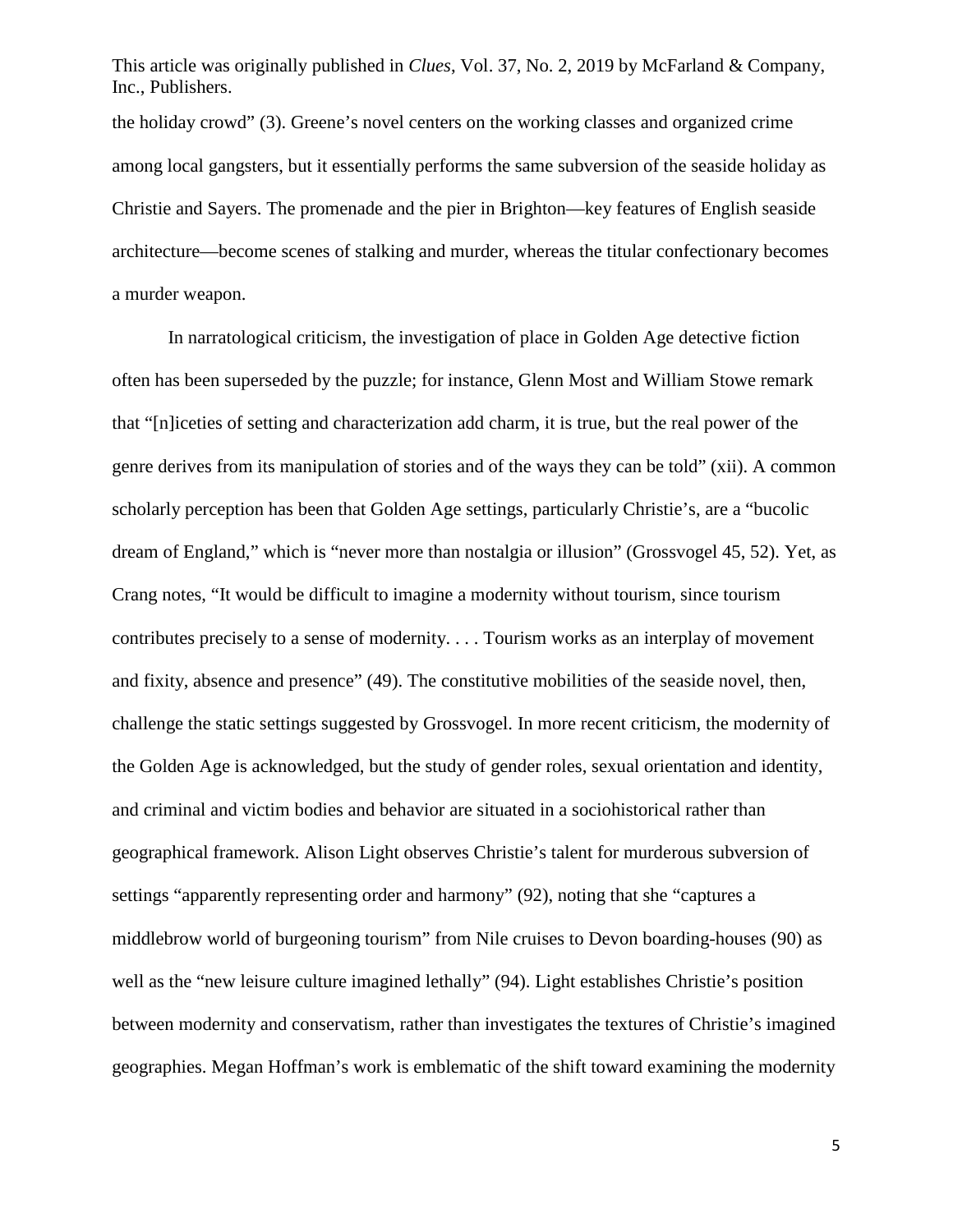the holiday crowd" (3). Greene's novel centers on the working classes and organized crime among local gangsters, but it essentially performs the same subversion of the seaside holiday as Christie and Sayers. The promenade and the pier in Brighton—key features of English seaside architecture—become scenes of stalking and murder, whereas the titular confectionary becomes a murder weapon.

In narratological criticism, the investigation of place in Golden Age detective fiction often has been superseded by the puzzle; for instance, Glenn Most and William Stowe remark that "[n]iceties of setting and characterization add charm, it is true, but the real power of the genre derives from its manipulation of stories and of the ways they can be told" (xii). A common scholarly perception has been that Golden Age settings, particularly Christie's, are a "bucolic dream of England," which is "never more than nostalgia or illusion" (Grossvogel 45, 52). Yet, as Crang notes, "It would be difficult to imagine a modernity without tourism, since tourism contributes precisely to a sense of modernity. . . . Tourism works as an interplay of movement and fixity, absence and presence" (49). The constitutive mobilities of the seaside novel, then, challenge the static settings suggested by Grossvogel. In more recent criticism, the modernity of the Golden Age is acknowledged, but the study of gender roles, sexual orientation and identity, and criminal and victim bodies and behavior are situated in a sociohistorical rather than geographical framework. Alison Light observes Christie's talent for murderous subversion of settings "apparently representing order and harmony" (92), noting that she "captures a middlebrow world of burgeoning tourism" from Nile cruises to Devon boarding-houses (90) as well as the "new leisure culture imagined lethally" (94). Light establishes Christie's position between modernity and conservatism, rather than investigates the textures of Christie's imagined geographies. Megan Hoffman's work is emblematic of the shift toward examining the modernity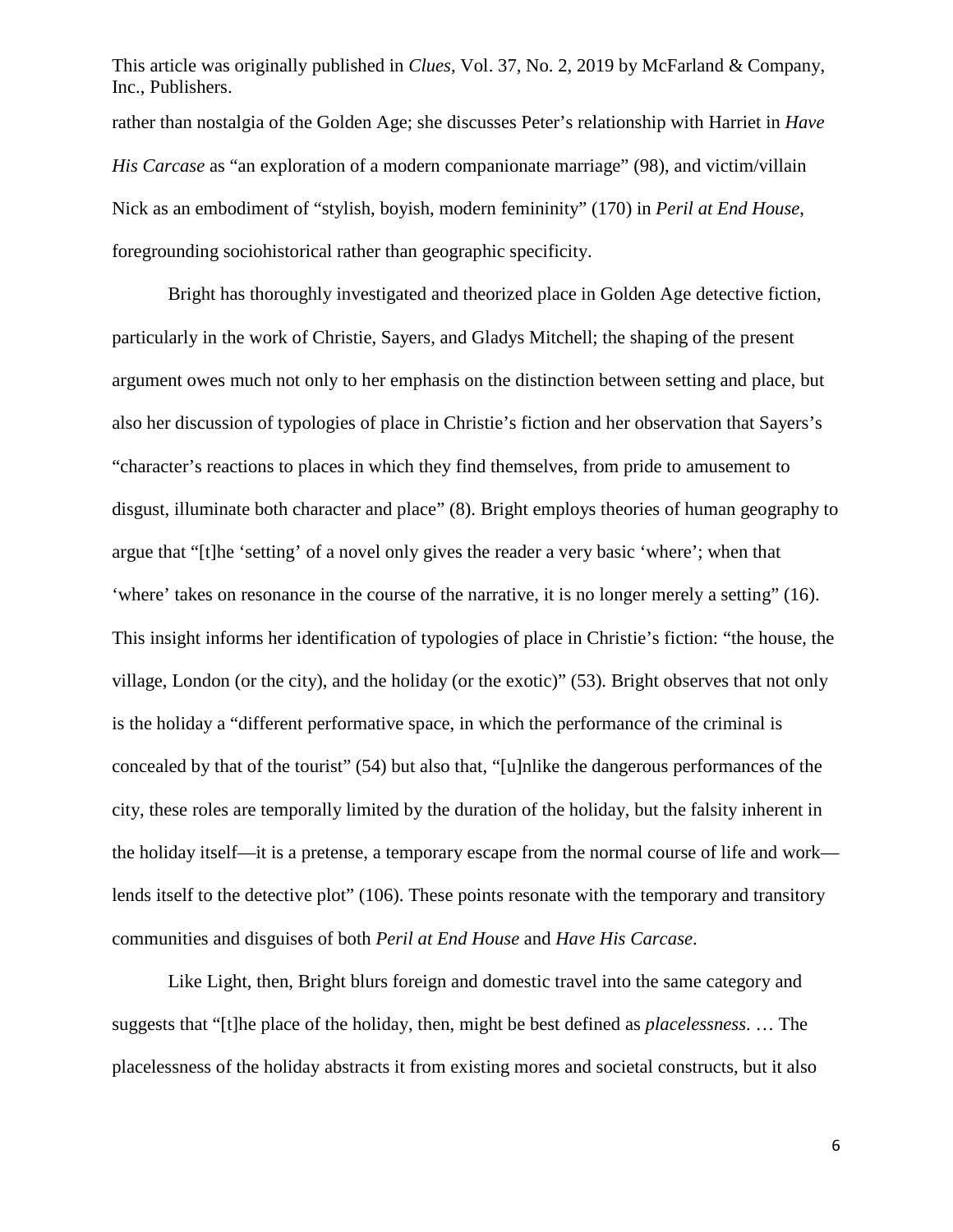rather than nostalgia of the Golden Age; she discusses Peter's relationship with Harriet in *Have His Carcase* as "an exploration of a modern companionate marriage" (98), and victim/villain Nick as an embodiment of "stylish, boyish, modern femininity" (170) in *Peril at End House*, foregrounding sociohistorical rather than geographic specificity.

Bright has thoroughly investigated and theorized place in Golden Age detective fiction, particularly in the work of Christie, Sayers, and Gladys Mitchell; the shaping of the present argument owes much not only to her emphasis on the distinction between setting and place, but also her discussion of typologies of place in Christie's fiction and her observation that Sayers's "character's reactions to places in which they find themselves, from pride to amusement to disgust, illuminate both character and place" (8). Bright employs theories of human geography to argue that "[t]he 'setting' of a novel only gives the reader a very basic 'where'; when that 'where' takes on resonance in the course of the narrative, it is no longer merely a setting" (16). This insight informs her identification of typologies of place in Christie's fiction: "the house, the village, London (or the city), and the holiday (or the exotic)" (53). Bright observes that not only is the holiday a "different performative space, in which the performance of the criminal is concealed by that of the tourist" (54) but also that, "[u]nlike the dangerous performances of the city, these roles are temporally limited by the duration of the holiday, but the falsity inherent in the holiday itself—it is a pretense, a temporary escape from the normal course of life and work—lends itself to the detective plot" (106). These points resonate with the temporary and transitory communities and disguises of both *Peril at End House* and *Have His Carcase*.

Like Light, then, Bright blurs foreign and domestic travel into the same category and suggests that "[t]he place of the holiday, then, might be best defined as *placelessness*. … The placelessness of the holiday abstracts it from existing mores and societal constructs, but it also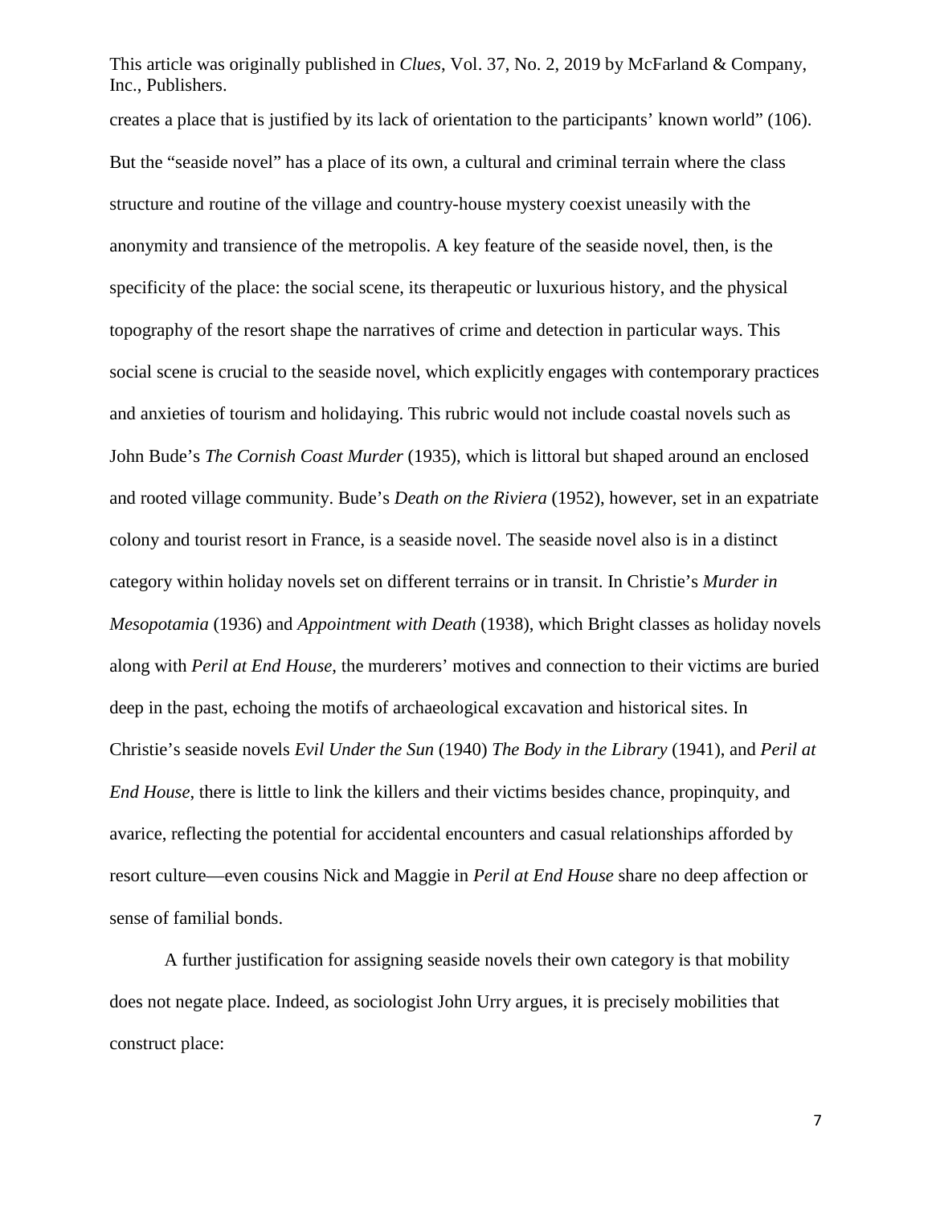creates a place that is justified by its lack of orientation to the participants' known world" (106). But the "seaside novel" has a place of its own, a cultural and criminal terrain where the class structure and routine of the village and country-house mystery coexist uneasily with the anonymity and transience of the metropolis. A key feature of the seaside novel, then, is the specificity of the place: the social scene, its therapeutic or luxurious history, and the physical topography of the resort shape the narratives of crime and detection in particular ways. This social scene is crucial to the seaside novel, which explicitly engages with contemporary practices and anxieties of tourism and holidaying. This rubric would not include coastal novels such as John Bude's *The Cornish Coast Murder* (1935), which is littoral but shaped around an enclosed and rooted village community. Bude's *Death on the Riviera* (1952), however, set in an expatriate colony and tourist resort in France, is a seaside novel. The seaside novel also is in a distinct category within holiday novels set on different terrains or in transit. In Christie's *Murder in Mesopotamia* (1936) and *Appointment with Death* (1938), which Bright classes as holiday novels along with *Peril at End House*, the murderers' motives and connection to their victims are buried deep in the past, echoing the motifs of archaeological excavation and historical sites. In Christie's seaside novels *Evil Under the Sun* (1940) *The Body in the Library* (1941), and *Peril at End House*, there is little to link the killers and their victims besides chance, propinquity, and avarice, reflecting the potential for accidental encounters and casual relationships afforded by resort culture—even cousins Nick and Maggie in *Peril at End House* share no deep affection or sense of familial bonds.

A further justification for assigning seaside novels their own category is that mobility does not negate place. Indeed, as sociologist John Urry argues, it is precisely mobilities that construct place: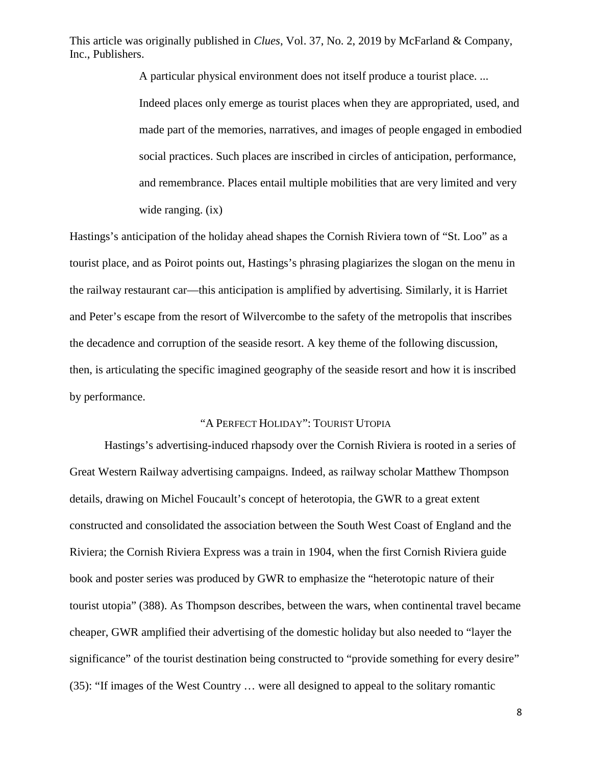> A particular physical environment does not itself produce a tourist place. ... Indeed places only emerge as tourist places when they are appropriated, used, and made part of the memories, narratives, and images of people engaged in embodied social practices. Such places are inscribed in circles of anticipation, performance, and remembrance. Places entail multiple mobilities that are very limited and very wide ranging. (ix)

Hastings's anticipation of the holiday ahead shapes the Cornish Riviera town of "St. Loo" as a tourist place, and as Poirot points out, Hastings's phrasing plagiarizes the slogan on the menu in the railway restaurant car—this anticipation is amplified by advertising. Similarly, it is Harriet and Peter's escape from the resort of Wilvercombe to the safety of the metropolis that inscribes the decadence and corruption of the seaside resort. A key theme of the following discussion, then, is articulating the specific imagined geography of the seaside resort and how it is inscribed by performance.

## "A Perfect Holiday": Tourist Utopia

Hastings's advertising-induced rhapsody over the Cornish Riviera is rooted in a series of Great Western Railway advertising campaigns. Indeed, as railway scholar Matthew Thompson details, drawing on Michel Foucault's concept of heterotopia, the GWR to a great extent constructed and consolidated the association between the South West Coast of England and the Riviera; the Cornish Riviera Express was a train in 1904, when the first Cornish Riviera guide book and poster series was produced by GWR to emphasize the "heterotopic nature of their tourist utopia" (388). As Thompson describes, between the wars, when continental travel became cheaper, GWR amplified their advertising of the domestic holiday but also needed to "layer the significance" of the tourist destination being constructed to "provide something for every desire" (35): "If images of the West Country … were all designed to appeal to the solitary romantic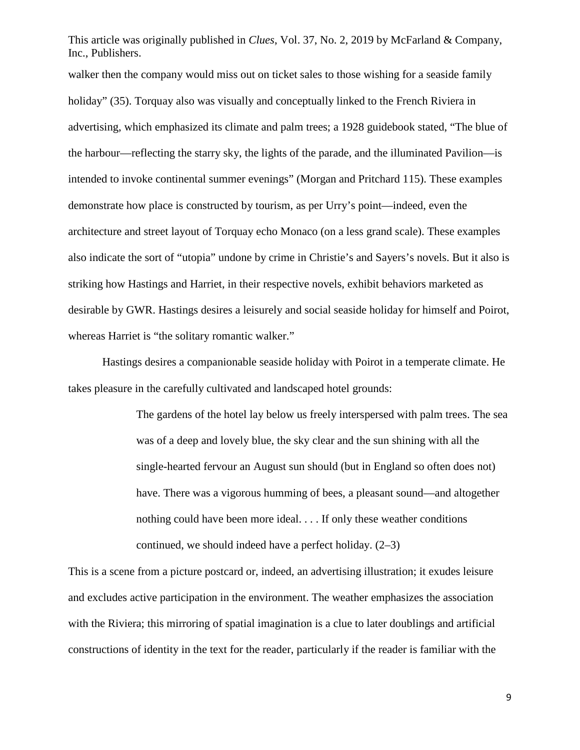walker then the company would miss out on ticket sales to those wishing for a seaside family holiday" (35). Torquay also was visually and conceptually linked to the French Riviera in advertising, which emphasized its climate and palm trees; a 1928 guidebook stated, "The blue of the harbour—reflecting the starry sky, the lights of the parade, and the illuminated Pavilion—is intended to invoke continental summer evenings" (Morgan and Pritchard 115). These examples demonstrate how place is constructed by tourism, as per Urry's point—indeed, even the architecture and street layout of Torquay echo Monaco (on a less grand scale). These examples also indicate the sort of "utopia" undone by crime in Christie's and Sayers's novels. But it also is striking how Hastings and Harriet, in their respective novels, exhibit behaviors marketed as desirable by GWR. Hastings desires a leisurely and social seaside holiday for himself and Poirot, whereas Harriet is "the solitary romantic walker."

Hastings desires a companionable seaside holiday with Poirot in a temperate climate. He takes pleasure in the carefully cultivated and landscaped hotel grounds:

> The gardens of the hotel lay below us freely interspersed with palm trees. The sea was of a deep and lovely blue, the sky clear and the sun shining with all the single-hearted fervour an August sun should (but in England so often does not) have. There was a vigorous humming of bees, a pleasant sound—and altogether nothing could have been more ideal. . . . If only these weather conditions continued, we should indeed have a perfect holiday. (2–3)

This is a scene from a picture postcard or, indeed, an advertising illustration; it exudes leisure and excludes active participation in the environment. The weather emphasizes the association with the Riviera; this mirroring of spatial imagination is a clue to later doublings and artificial constructions of identity in the text for the reader, particularly if the reader is familiar with the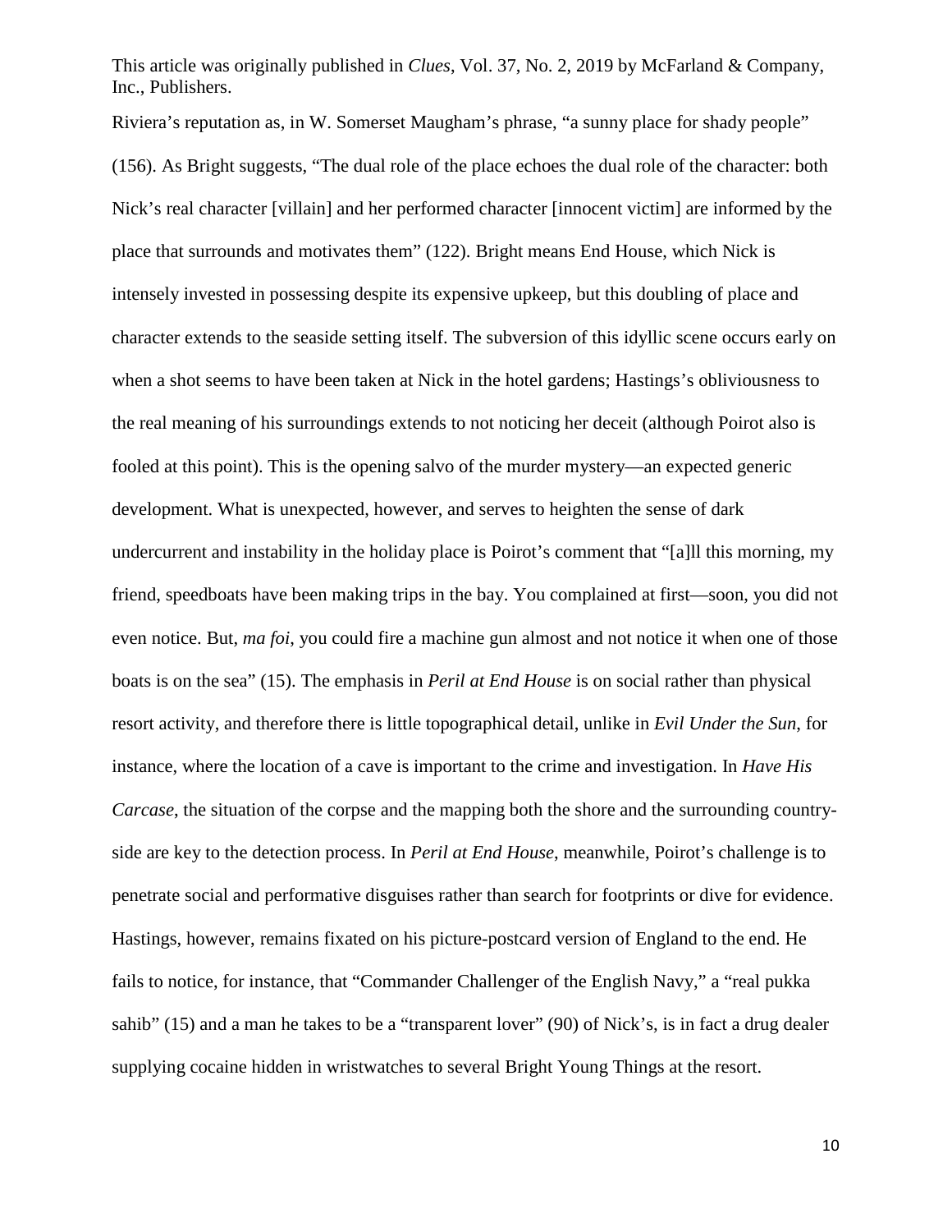Riviera's reputation as, in W. Somerset Maugham's phrase, "a sunny place for shady people" (156). As Bright suggests, "The dual role of the place echoes the dual role of the character: both Nick's real character [villain] and her performed character [innocent victim] are informed by the place that surrounds and motivates them" (122). Bright means End House, which Nick is intensely invested in possessing despite its expensive upkeep, but this doubling of place and character extends to the seaside setting itself. The subversion of this idyllic scene occurs early on when a shot seems to have been taken at Nick in the hotel gardens; Hastings's obliviousness to the real meaning of his surroundings extends to not noticing her deceit (although Poirot also is fooled at this point). This is the opening salvo of the murder mystery—an expected generic development. What is unexpected, however, and serves to heighten the sense of dark undercurrent and instability in the holiday place is Poirot's comment that "[a]ll this morning, my friend, speedboats have been making trips in the bay. You complained at first—soon, you did not even notice. But, *ma foi*, you could fire a machine gun almost and not notice it when one of those boats is on the sea" (15). The emphasis in *Peril at End House* is on social rather than physical resort activity, and therefore there is little topographical detail, unlike in *Evil Under the Sun*, for instance, where the location of a cave is important to the crime and investigation. In *Have His Carcase*, the situation of the corpse and the mapping both the shore and the surrounding country-side are key to the detection process. In *Peril at End House*, meanwhile, Poirot's challenge is to penetrate social and performative disguises rather than search for footprints or dive for evidence. Hastings, however, remains fixated on his picture-postcard version of England to the end. He fails to notice, for instance, that "Commander Challenger of the English Navy," a "real pukka sahib" (15) and a man he takes to be a "transparent lover" (90) of Nick's, is in fact a drug dealer supplying cocaine hidden in wristwatches to several Bright Young Things at the resort.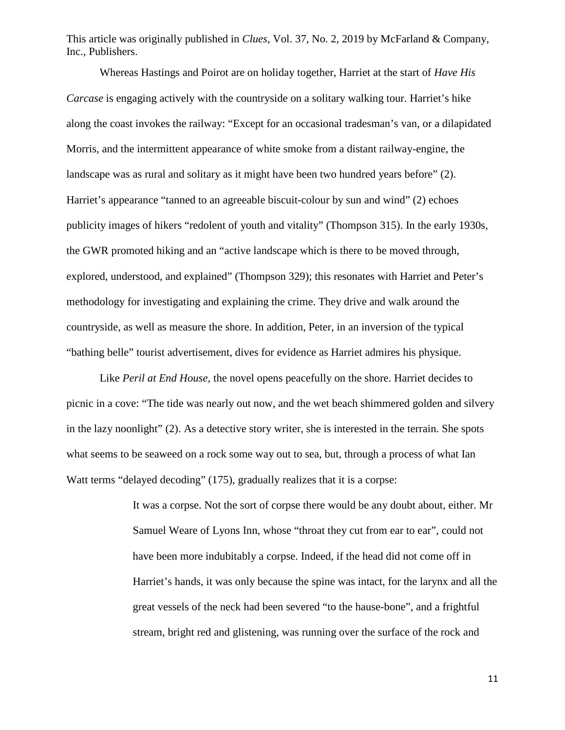Whereas Hastings and Poirot are on holiday together, Harriet at the start of *Have His Carcase* is engaging actively with the countryside on a solitary walking tour. Harriet's hike along the coast invokes the railway: "Except for an occasional tradesman's van, or a dilapidated Morris, and the intermittent appearance of white smoke from a distant railway-engine, the landscape was as rural and solitary as it might have been two hundred years before" (2). Harriet's appearance "tanned to an agreeable biscuit-colour by sun and wind" (2) echoes publicity images of hikers "redolent of youth and vitality" (Thompson 315). In the early 1930s, the GWR promoted hiking and an "active landscape which is there to be moved through, explored, understood, and explained" (Thompson 329); this resonates with Harriet and Peter's methodology for investigating and explaining the crime. They drive and walk around the countryside, as well as measure the shore. In addition, Peter, in an inversion of the typical "bathing belle" tourist advertisement, dives for evidence as Harriet admires his physique.

Like *Peril at End House,* the novel opens peacefully on the shore. Harriet decides to picnic in a cove: "The tide was nearly out now, and the wet beach shimmered golden and silvery in the lazy noonlight" (2). As a detective story writer, she is interested in the terrain. She spots what seems to be seaweed on a rock some way out to sea, but, through a process of what Ian Watt terms "delayed decoding" (175), gradually realizes that it is a corpse:

> It was a corpse. Not the sort of corpse there would be any doubt about, either. Mr Samuel Weare of Lyons Inn, whose "throat they cut from ear to ear", could not have been more indubitably a corpse. Indeed, if the head did not come off in Harriet's hands, it was only because the spine was intact, for the larynx and all the great vessels of the neck had been severed "to the hause-bone", and a frightful stream, bright red and glistening, was running over the surface of the rock and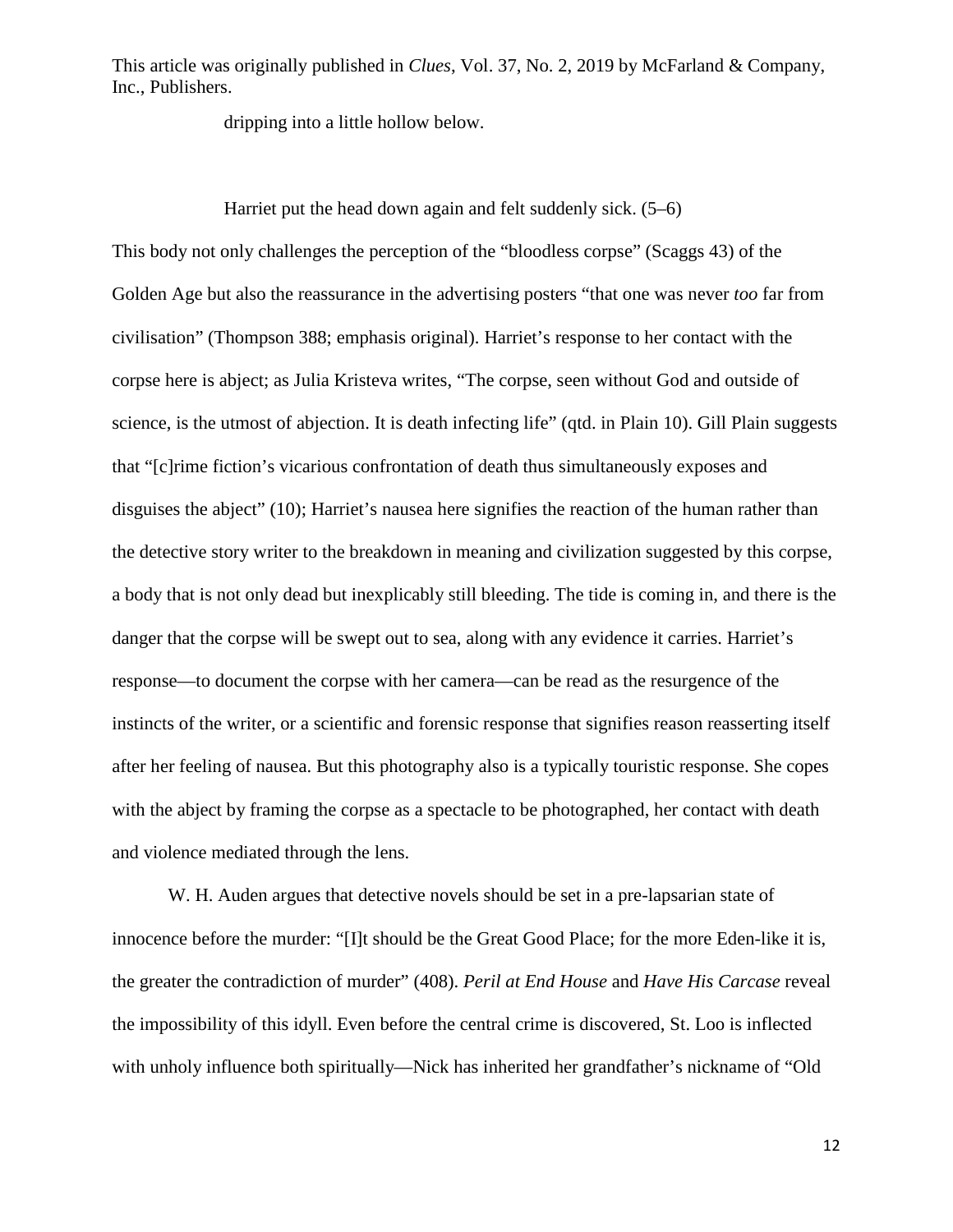dripping into a little hollow below.

Harriet put the head down again and felt suddenly sick. (5–6)

This body not only challenges the perception of the "bloodless corpse" (Scaggs 43) of the Golden Age but also the reassurance in the advertising posters "that one was never *too* far from civilisation" (Thompson 388; emphasis original). Harriet's response to her contact with the corpse here is abject; as Julia Kristeva writes, "The corpse, seen without God and outside of science, is the utmost of abjection. It is death infecting life" (qtd. in Plain 10). Gill Plain suggests that "[c]rime fiction's vicarious confrontation of death thus simultaneously exposes and disguises the abject" (10); Harriet's nausea here signifies the reaction of the human rather than the detective story writer to the breakdown in meaning and civilization suggested by this corpse, a body that is not only dead but inexplicably still bleeding. The tide is coming in, and there is the danger that the corpse will be swept out to sea, along with any evidence it carries. Harriet's response—to document the corpse with her camera—can be read as the resurgence of the instincts of the writer, or a scientific and forensic response that signifies reason reasserting itself after her feeling of nausea. But this photography also is a typically touristic response. She copes with the abject by framing the corpse as a spectacle to be photographed, her contact with death and violence mediated through the lens.

W. H. Auden argues that detective novels should be set in a pre-lapsarian state of innocence before the murder: "[I]t should be the Great Good Place; for the more Eden-like it is, the greater the contradiction of murder" (408). *Peril at End House* and *Have His Carcase* reveal the impossibility of this idyll. Even before the central crime is discovered, St. Loo is inflected with unholy influence both spiritually—Nick has inherited her grandfather's nickname of "Old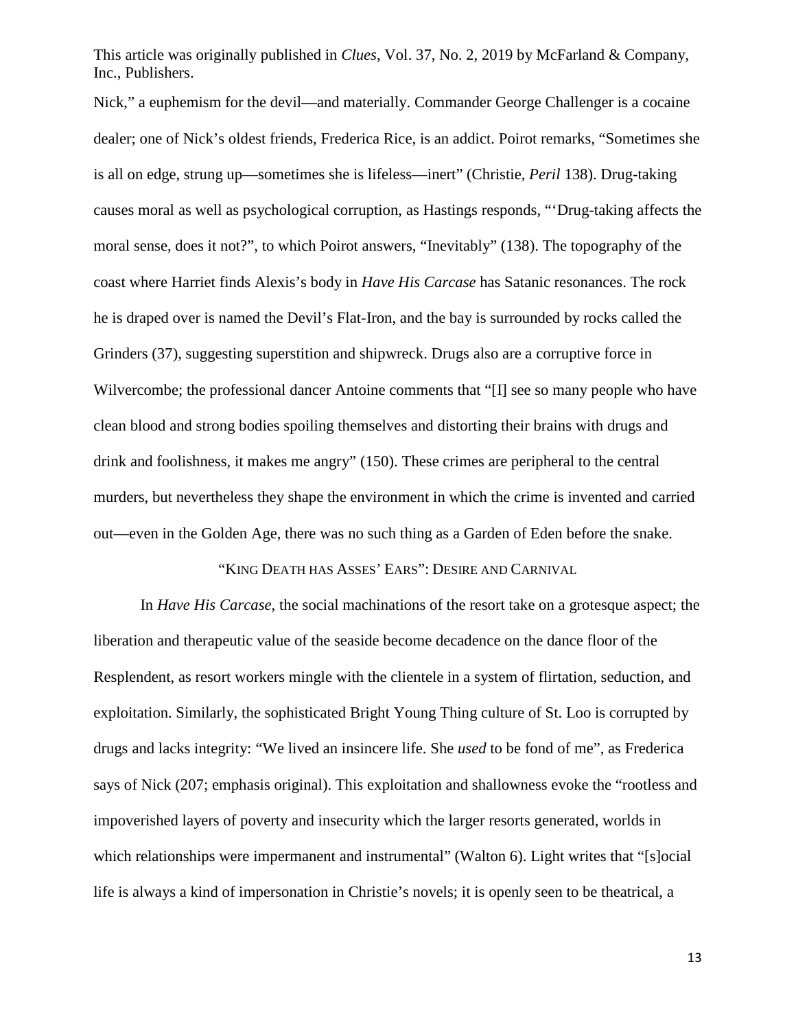Nick," a euphemism for the devil—and materially. Commander George Challenger is a cocaine dealer; one of Nick's oldest friends, Frederica Rice, is an addict. Poirot remarks, "Sometimes she is all on edge, strung up—sometimes she is lifeless—inert" (Christie, *Peril* 138). Drug-taking causes moral as well as psychological corruption, as Hastings responds, "'Drug-taking affects the moral sense, does it not?", to which Poirot answers, "Inevitably" (138). The topography of the coast where Harriet finds Alexis's body in *Have His Carcase* has Satanic resonances. The rock he is draped over is named the Devil's Flat-Iron, and the bay is surrounded by rocks called the Grinders (37), suggesting superstition and shipwreck. Drugs also are a corruptive force in Wilvercombe; the professional dancer Antoine comments that "[I] see so many people who have clean blood and strong bodies spoiling themselves and distorting their brains with drugs and drink and foolishness, it makes me angry" (150). These crimes are peripheral to the central murders, but nevertheless they shape the environment in which the crime is invented and carried out—even in the Golden Age, there was no such thing as a Garden of Eden before the snake.

## "King Death has Asses' Ears": Desire and Carnival

In *Have His Carcase*, the social machinations of the resort take on a grotesque aspect; the liberation and therapeutic value of the seaside become decadence on the dance floor of the Resplendent, as resort workers mingle with the clientele in a system of flirtation, seduction, and exploitation. Similarly, the sophisticated Bright Young Thing culture of St. Loo is corrupted by drugs and lacks integrity: "We lived an insincere life. She *used* to be fond of me", as Frederica says of Nick (207; emphasis original). This exploitation and shallowness evoke the "rootless and impoverished layers of poverty and insecurity which the larger resorts generated, worlds in which relationships were impermanent and instrumental" (Walton 6). Light writes that "[s]ocial life is always a kind of impersonation in Christie's novels; it is openly seen to be theatrical, a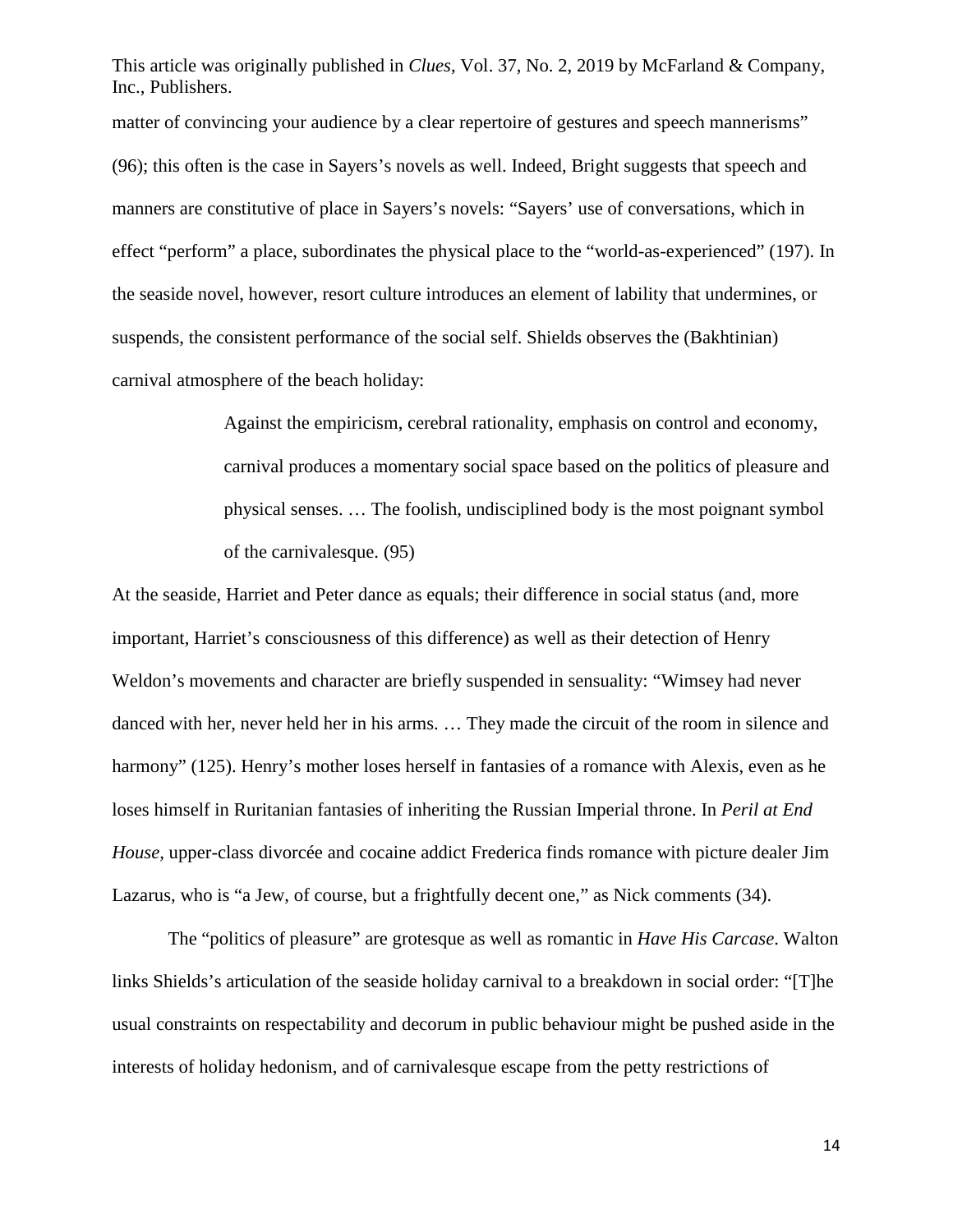matter of convincing your audience by a clear repertoire of gestures and speech mannerisms" (96); this often is the case in Sayers's novels as well. Indeed, Bright suggests that speech and manners are constitutive of place in Sayers's novels: "Sayers' use of conversations, which in effect "perform" a place, subordinates the physical place to the "world-as-experienced" (197). In the seaside novel, however, resort culture introduces an element of lability that undermines, or suspends, the consistent performance of the social self. Shields observes the (Bakhtinian) carnival atmosphere of the beach holiday:

> Against the empiricism, cerebral rationality, emphasis on control and economy, carnival produces a momentary social space based on the politics of pleasure and physical senses. … The foolish, undisciplined body is the most poignant symbol of the carnivalesque. (95)

At the seaside, Harriet and Peter dance as equals; their difference in social status (and, more important, Harriet's consciousness of this difference) as well as their detection of Henry Weldon's movements and character are briefly suspended in sensuality: "Wimsey had never danced with her, never held her in his arms. … They made the circuit of the room in silence and harmony" (125). Henry's mother loses herself in fantasies of a romance with Alexis, even as he loses himself in Ruritanian fantasies of inheriting the Russian Imperial throne. In *Peril at End House*, upper-class divorcée and cocaine addict Frederica finds romance with picture dealer Jim Lazarus, who is "a Jew, of course, but a frightfully decent one," as Nick comments (34).

The "politics of pleasure" are grotesque as well as romantic in *Have His Carcase*. Walton links Shields's articulation of the seaside holiday carnival to a breakdown in social order: "[T]he usual constraints on respectability and decorum in public behaviour might be pushed aside in the interests of holiday hedonism, and of carnivalesque escape from the petty restrictions of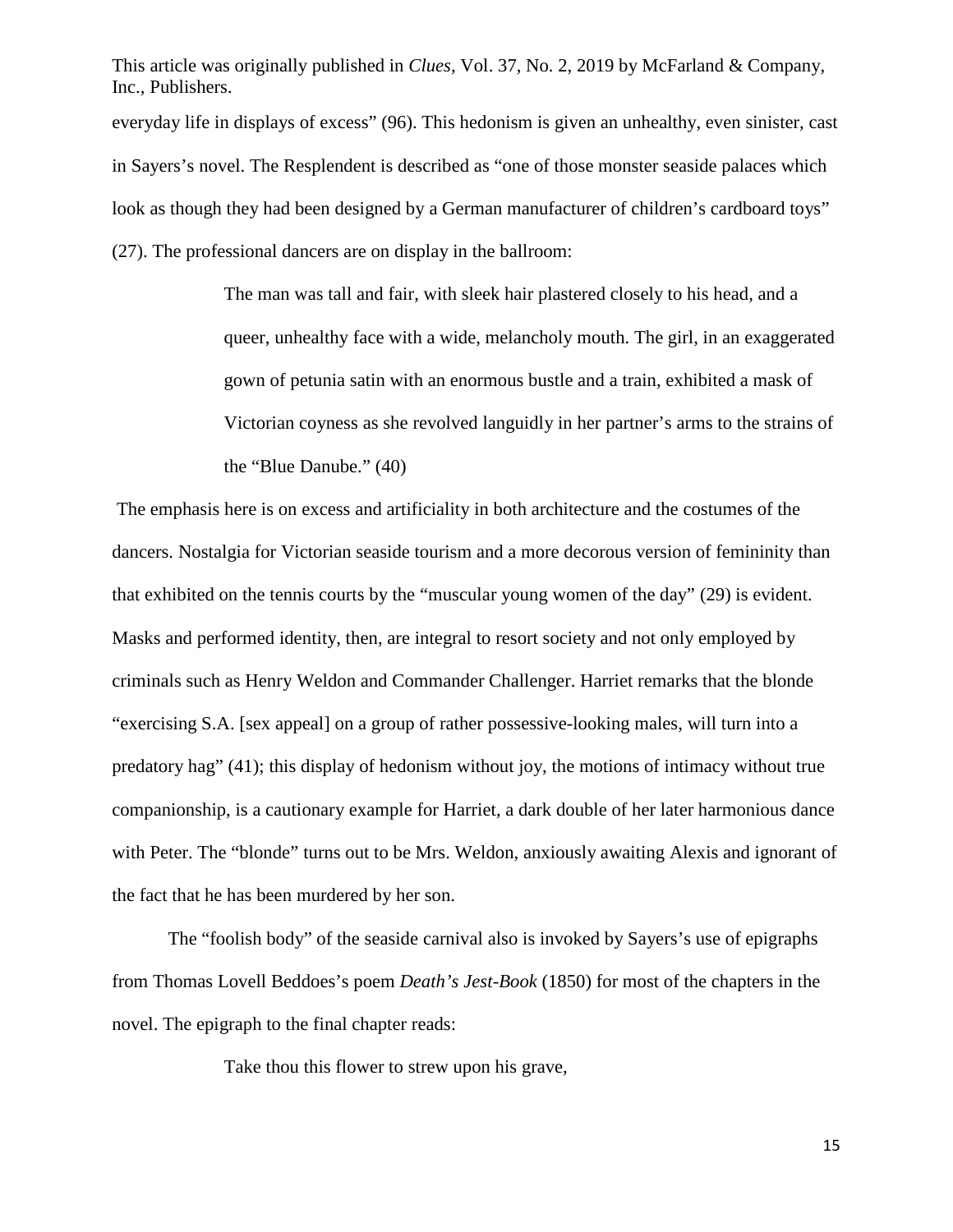everyday life in displays of excess" (96). This hedonism is given an unhealthy, even sinister, cast in Sayers's novel. The Resplendent is described as "one of those monster seaside palaces which look as though they had been designed by a German manufacturer of children's cardboard toys" (27). The professional dancers are on display in the ballroom:

> The man was tall and fair, with sleek hair plastered closely to his head, and a queer, unhealthy face with a wide, melancholy mouth. The girl, in an exaggerated gown of petunia satin with an enormous bustle and a train, exhibited a mask of Victorian coyness as she revolved languidly in her partner's arms to the strains of the "Blue Danube." (40)

The emphasis here is on excess and artificiality in both architecture and the costumes of the dancers. Nostalgia for Victorian seaside tourism and a more decorous version of femininity than that exhibited on the tennis courts by the "muscular young women of the day" (29) is evident. Masks and performed identity, then, are integral to resort society and not only employed by criminals such as Henry Weldon and Commander Challenger. Harriet remarks that the blonde "exercising S.A. [sex appeal] on a group of rather possessive-looking males, will turn into a predatory hag" (41); this display of hedonism without joy, the motions of intimacy without true companionship, is a cautionary example for Harriet, a dark double of her later harmonious dance with Peter. The "blonde" turns out to be Mrs. Weldon, anxiously awaiting Alexis and ignorant of the fact that he has been murdered by her son.

The "foolish body" of the seaside carnival also is invoked by Sayers's use of epigraphs from Thomas Lovell Beddoes's poem *Death's Jest-Book* (1850) for most of the chapters in the novel. The epigraph to the final chapter reads:

> Take thou this flower to strew upon his grave,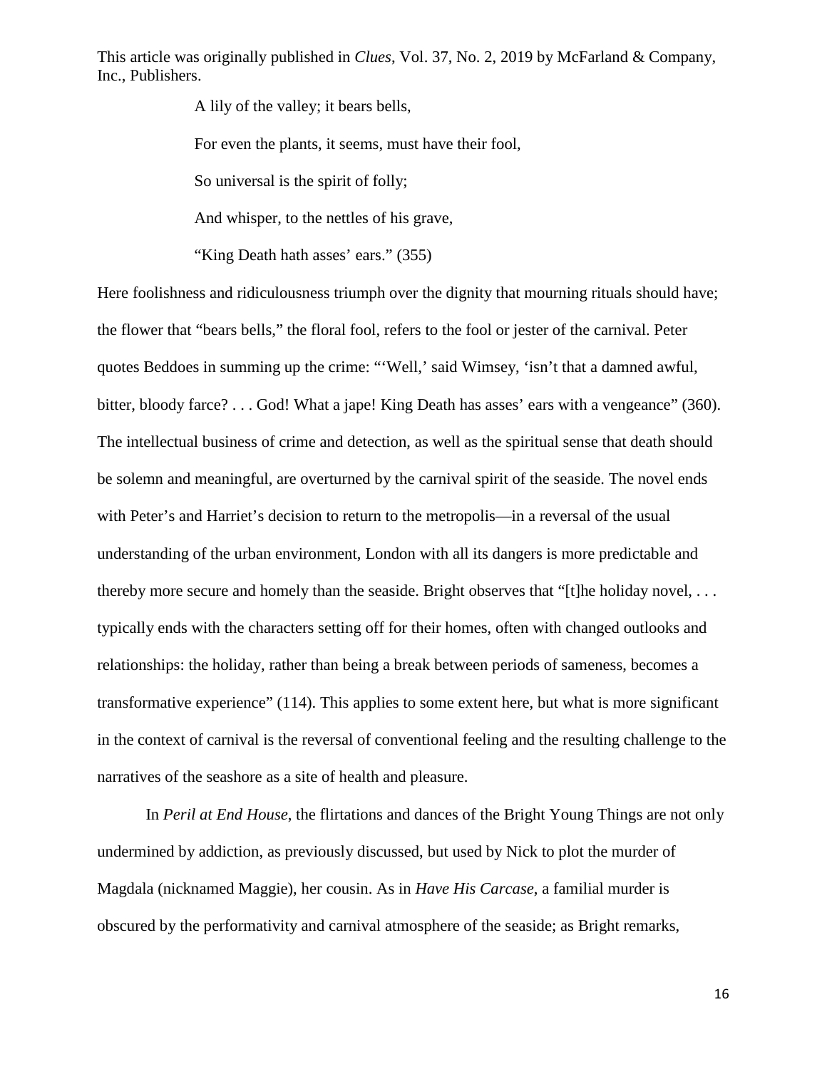> A lily of the valley; it bears bells,
>
> For even the plants, it seems, must have their fool,
>
> So universal is the spirit of folly;
>
> And whisper, to the nettles of his grave,
>
> "King Death hath asses' ears." (355)

Here foolishness and ridiculousness triumph over the dignity that mourning rituals should have; the flower that "bears bells," the floral fool, refers to the fool or jester of the carnival. Peter quotes Beddoes in summing up the crime: "'Well,' said Wimsey, 'isn't that a damned awful, bitter, bloody farce? . . . God! What a jape! King Death has asses' ears with a vengeance" (360). The intellectual business of crime and detection, as well as the spiritual sense that death should be solemn and meaningful, are overturned by the carnival spirit of the seaside. The novel ends with Peter's and Harriet's decision to return to the metropolis—in a reversal of the usual understanding of the urban environment, London with all its dangers is more predictable and thereby more secure and homely than the seaside. Bright observes that "[t]he holiday novel, . . . typically ends with the characters setting off for their homes, often with changed outlooks and relationships: the holiday, rather than being a break between periods of sameness, becomes a transformative experience" (114). This applies to some extent here, but what is more significant in the context of carnival is the reversal of conventional feeling and the resulting challenge to the narratives of the seashore as a site of health and pleasure.

In *Peril at End House*, the flirtations and dances of the Bright Young Things are not only undermined by addiction, as previously discussed, but used by Nick to plot the murder of Magdala (nicknamed Maggie), her cousin. As in *Have His Carcase*, a familial murder is obscured by the performativity and carnival atmosphere of the seaside; as Bright remarks,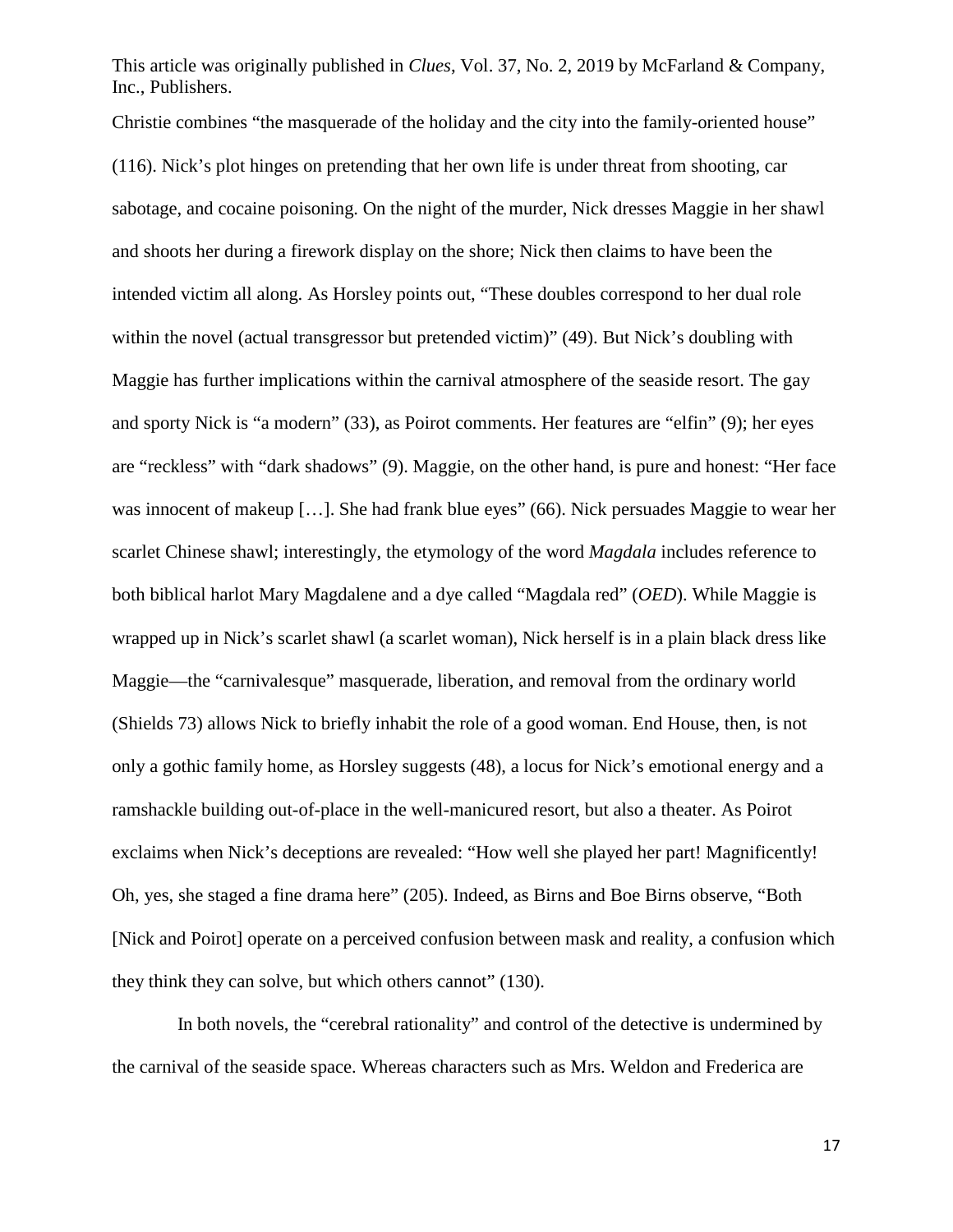Christie combines "the masquerade of the holiday and the city into the family-oriented house" (116). Nick's plot hinges on pretending that her own life is under threat from shooting, car sabotage, and cocaine poisoning. On the night of the murder, Nick dresses Maggie in her shawl and shoots her during a firework display on the shore; Nick then claims to have been the intended victim all along. As Horsley points out, "These doubles correspond to her dual role within the novel (actual transgressor but pretended victim)" (49). But Nick's doubling with Maggie has further implications within the carnival atmosphere of the seaside resort. The gay and sporty Nick is "a modern" (33), as Poirot comments. Her features are "elfin" (9); her eyes are "reckless" with "dark shadows" (9). Maggie, on the other hand, is pure and honest: "Her face was innocent of makeup […]. She had frank blue eyes" (66). Nick persuades Maggie to wear her scarlet Chinese shawl; interestingly, the etymology of the word *Magdala* includes reference to both biblical harlot Mary Magdalene and a dye called "Magdala red" (*OED*). While Maggie is wrapped up in Nick's scarlet shawl (a scarlet woman), Nick herself is in a plain black dress like Maggie—the "carnivalesque" masquerade, liberation, and removal from the ordinary world (Shields 73) allows Nick to briefly inhabit the role of a good woman. End House, then, is not only a gothic family home, as Horsley suggests (48), a locus for Nick's emotional energy and a ramshackle building out-of-place in the well-manicured resort, but also a theater. As Poirot exclaims when Nick's deceptions are revealed: "How well she played her part! Magnificently! Oh, yes, she staged a fine drama here" (205). Indeed, as Birns and Boe Birns observe, "Both [Nick and Poirot] operate on a perceived confusion between mask and reality, a confusion which they think they can solve, but which others cannot" (130).

In both novels, the "cerebral rationality" and control of the detective is undermined by the carnival of the seaside space. Whereas characters such as Mrs. Weldon and Frederica are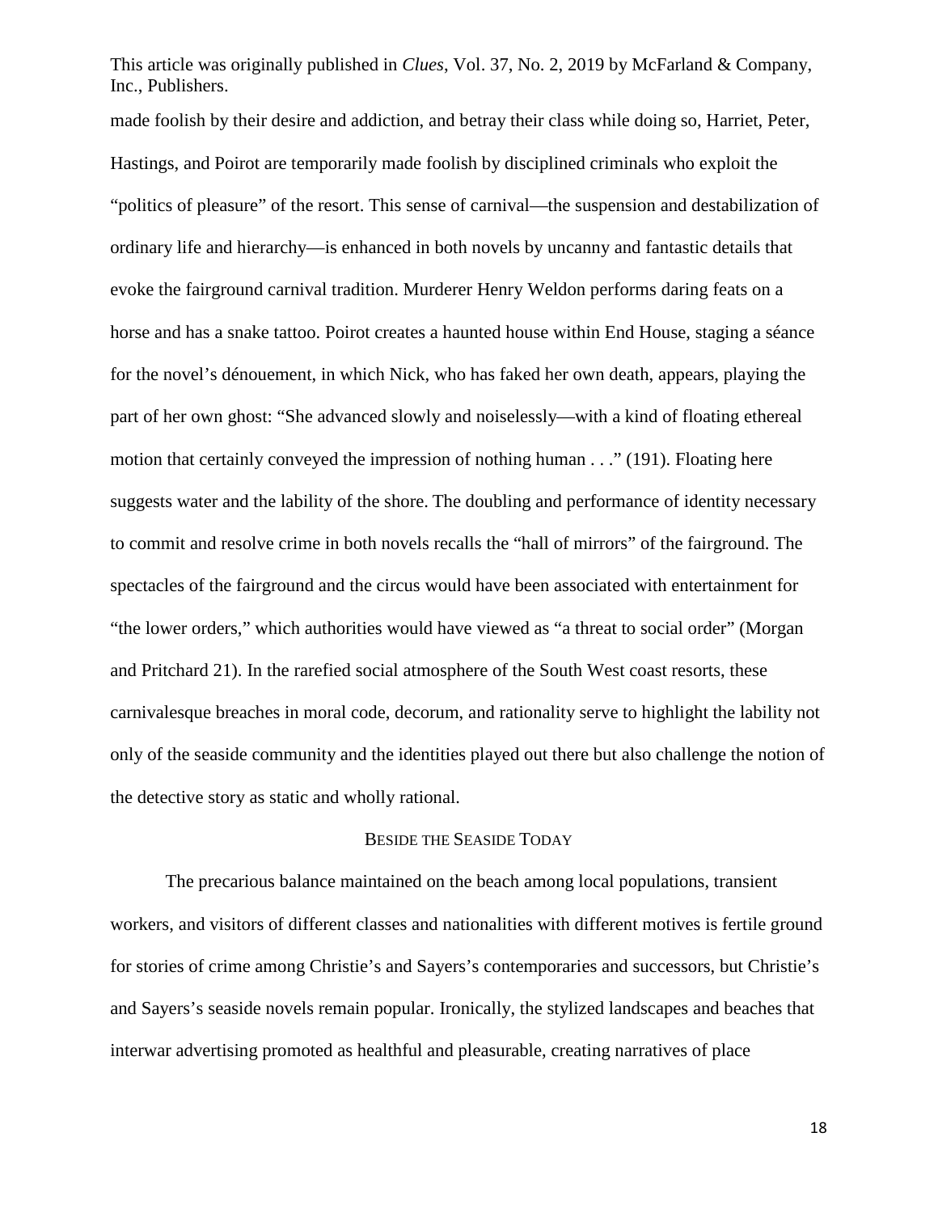made foolish by their desire and addiction, and betray their class while doing so, Harriet, Peter, Hastings, and Poirot are temporarily made foolish by disciplined criminals who exploit the "politics of pleasure" of the resort. This sense of carnival—the suspension and destabilization of ordinary life and hierarchy—is enhanced in both novels by uncanny and fantastic details that evoke the fairground carnival tradition. Murderer Henry Weldon performs daring feats on a horse and has a snake tattoo. Poirot creates a haunted house within End House, staging a séance for the novel's dénouement, in which Nick, who has faked her own death, appears, playing the part of her own ghost: "She advanced slowly and noiselessly—with a kind of floating ethereal motion that certainly conveyed the impression of nothing human . . ." (191). Floating here suggests water and the lability of the shore. The doubling and performance of identity necessary to commit and resolve crime in both novels recalls the "hall of mirrors" of the fairground. The spectacles of the fairground and the circus would have been associated with entertainment for "the lower orders," which authorities would have viewed as "a threat to social order" (Morgan and Pritchard 21). In the rarefied social atmosphere of the South West coast resorts, these carnivalesque breaches in moral code, decorum, and rationality serve to highlight the lability not only of the seaside community and the identities played out there but also challenge the notion of the detective story as static and wholly rational.

## Beside the Seaside Today

The precarious balance maintained on the beach among local populations, transient workers, and visitors of different classes and nationalities with different motives is fertile ground for stories of crime among Christie's and Sayers's contemporaries and successors, but Christie's and Sayers's seaside novels remain popular. Ironically, the stylized landscapes and beaches that interwar advertising promoted as healthful and pleasurable, creating narratives of place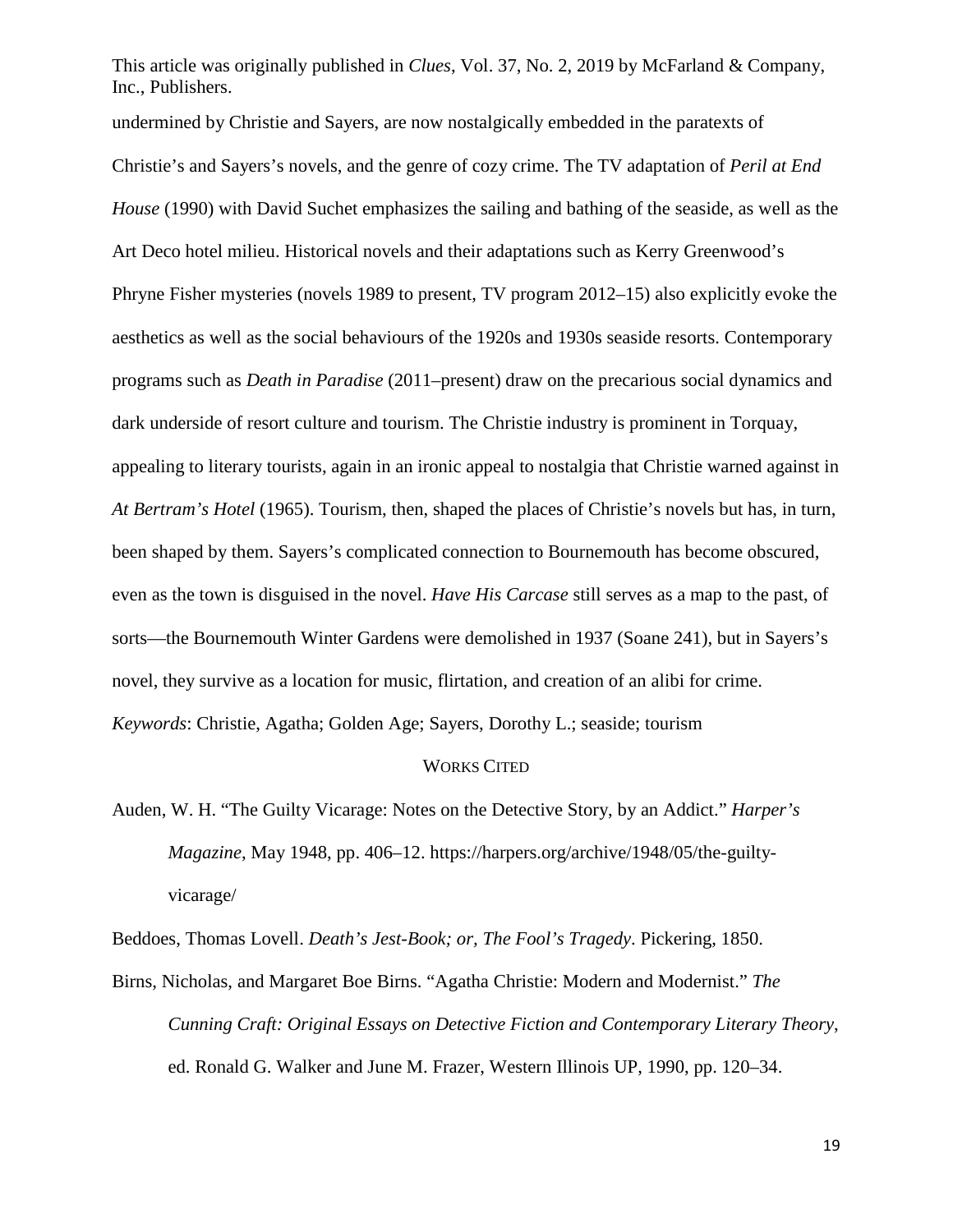undermined by Christie and Sayers, are now nostalgically embedded in the paratexts of Christie's and Sayers's novels, and the genre of cozy crime. The TV adaptation of *Peril at End House* (1990) with David Suchet emphasizes the sailing and bathing of the seaside, as well as the Art Deco hotel milieu. Historical novels and their adaptations such as Kerry Greenwood's Phryne Fisher mysteries (novels 1989 to present, TV program 2012–15) also explicitly evoke the aesthetics as well as the social behaviours of the 1920s and 1930s seaside resorts. Contemporary programs such as *Death in Paradise* (2011–present) draw on the precarious social dynamics and dark underside of resort culture and tourism. The Christie industry is prominent in Torquay, appealing to literary tourists, again in an ironic appeal to nostalgia that Christie warned against in *At Bertram's Hotel* (1965). Tourism, then, shaped the places of Christie's novels but has, in turn, been shaped by them. Sayers's complicated connection to Bournemouth has become obscured, even as the town is disguised in the novel. *Have His Carcase* still serves as a map to the past, of sorts—the Bournemouth Winter Gardens were demolished in 1937 (Soane 241), but in Sayers's novel, they survive as a location for music, flirtation, and creation of an alibi for crime.

*Keywords*: Christie, Agatha; Golden Age; Sayers, Dorothy L.; seaside; tourism

## Works Cited

Auden, W. H. "The Guilty Vicarage: Notes on the Detective Story, by an Addict." *Harper's Magazine*, May 1948, pp. 406–12. https://harpers.org/archive/1948/05/the-guilty-vicarage/

Beddoes, Thomas Lovell. *Death's Jest-Book; or, The Fool's Tragedy*. Pickering, 1850.

Birns, Nicholas, and Margaret Boe Birns. "Agatha Christie: Modern and Modernist." *The Cunning Craft: Original Essays on Detective Fiction and Contemporary Literary Theory*, ed. Ronald G. Walker and June M. Frazer, Western Illinois UP, 1990, pp. 120–34.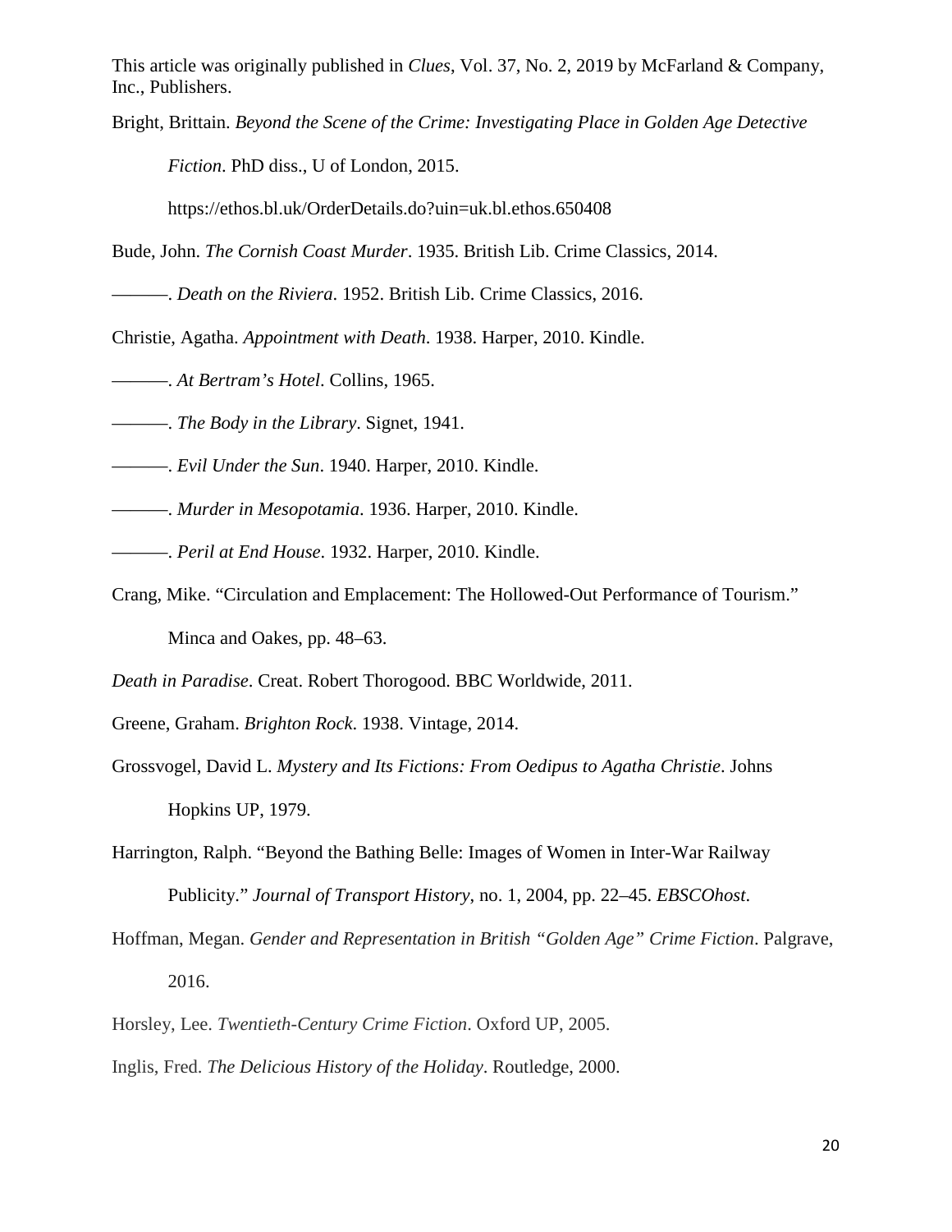This article was originally published in *Clues*, Vol. 37, No. 2, 2019 by McFarland & Company, Inc., Publishers.

Bright, Brittain. *Beyond the Scene of the Crime: Investigating Place in Golden Age Detective Fiction*. PhD diss., U of London, 2015. https://ethos.bl.uk/OrderDetails.do?uin=uk.bl.ethos.650408

Bude, John. *The Cornish Coast Murder*. 1935. British Lib. Crime Classics, 2014.

———. *Death on the Riviera*. 1952. British Lib. Crime Classics, 2016.

Christie, Agatha. *Appointment with Death*. 1938. Harper, 2010. Kindle.

———. *At Bertram's Hotel*. Collins, 1965.

———. *The Body in the Library*. Signet, 1941.

———. *Evil Under the Sun*. 1940. Harper, 2010. Kindle.

———. *Murder in Mesopotamia*. 1936. Harper, 2010. Kindle.

———. *Peril at End House*. 1932. Harper, 2010. Kindle.

Crang, Mike. "Circulation and Emplacement: The Hollowed-Out Performance of Tourism." Minca and Oakes, pp. 48–63.

*Death in Paradise*. Creat. Robert Thorogood. BBC Worldwide, 2011.

Greene, Graham. *Brighton Rock*. 1938. Vintage, 2014.

Grossvogel, David L. *Mystery and Its Fictions: From Oedipus to Agatha Christie*. Johns Hopkins UP, 1979.

Harrington, Ralph. "Beyond the Bathing Belle: Images of Women in Inter-War Railway Publicity." *Journal of Transport History*, no. 1, 2004, pp. 22–45. *EBSCOhost*.

Hoffman, Megan. *Gender and Representation in British "Golden Age" Crime Fiction*. Palgrave, 2016.

Horsley, Lee. *Twentieth-Century Crime Fiction*. Oxford UP, 2005.

Inglis, Fred. *The Delicious History of the Holiday*. Routledge, 2000.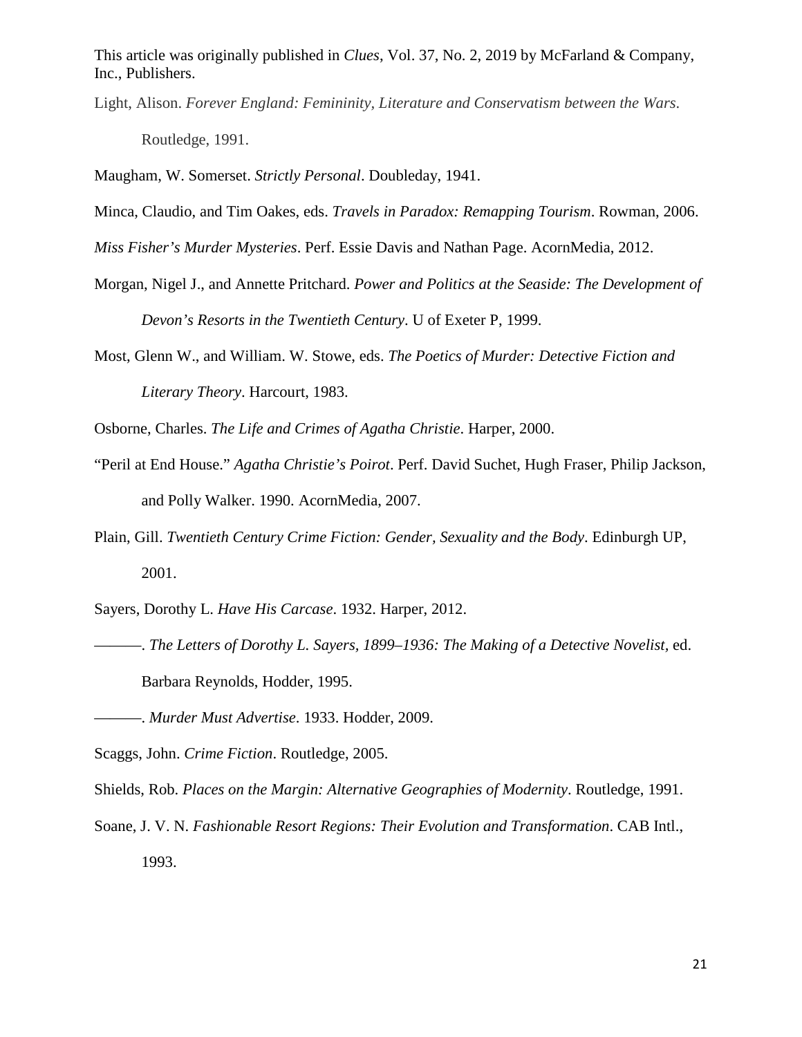This article was originally published in *Clues*, Vol. 37, No. 2, 2019 by McFarland & Company, Inc., Publishers.

Light, Alison. *Forever England: Femininity, Literature and Conservatism between the Wars*. Routledge, 1991.

Maugham, W. Somerset. *Strictly Personal*. Doubleday, 1941.

Minca, Claudio, and Tim Oakes, eds. *Travels in Paradox: Remapping Tourism*. Rowman, 2006.

*Miss Fisher's Murder Mysteries*. Perf. Essie Davis and Nathan Page. AcornMedia, 2012.

Morgan, Nigel J., and Annette Pritchard. *Power and Politics at the Seaside: The Development of Devon's Resorts in the Twentieth Century*. U of Exeter P, 1999.

Most, Glenn W., and William. W. Stowe, eds. *The Poetics of Murder: Detective Fiction and Literary Theory*. Harcourt, 1983.

Osborne, Charles. *The Life and Crimes of Agatha Christie*. Harper, 2000.

"Peril at End House." *Agatha Christie's Poirot*. Perf. David Suchet, Hugh Fraser, Philip Jackson, and Polly Walker. 1990. AcornMedia, 2007.

Plain, Gill. *Twentieth Century Crime Fiction: Gender, Sexuality and the Body*. Edinburgh UP, 2001.

Sayers, Dorothy L. *Have His Carcase*. 1932. Harper, 2012.

———. *The Letters of Dorothy L. Sayers, 1899–1936: The Making of a Detective Novelist*, ed. Barbara Reynolds, Hodder, 1995.

———. *Murder Must Advertise*. 1933. Hodder, 2009.

Scaggs, John. *Crime Fiction*. Routledge, 2005.

Shields, Rob. *Places on the Margin: Alternative Geographies of Modernity*. Routledge, 1991.

Soane, J. V. N. *Fashionable Resort Regions: Their Evolution and Transformation*. CAB Intl., 1993.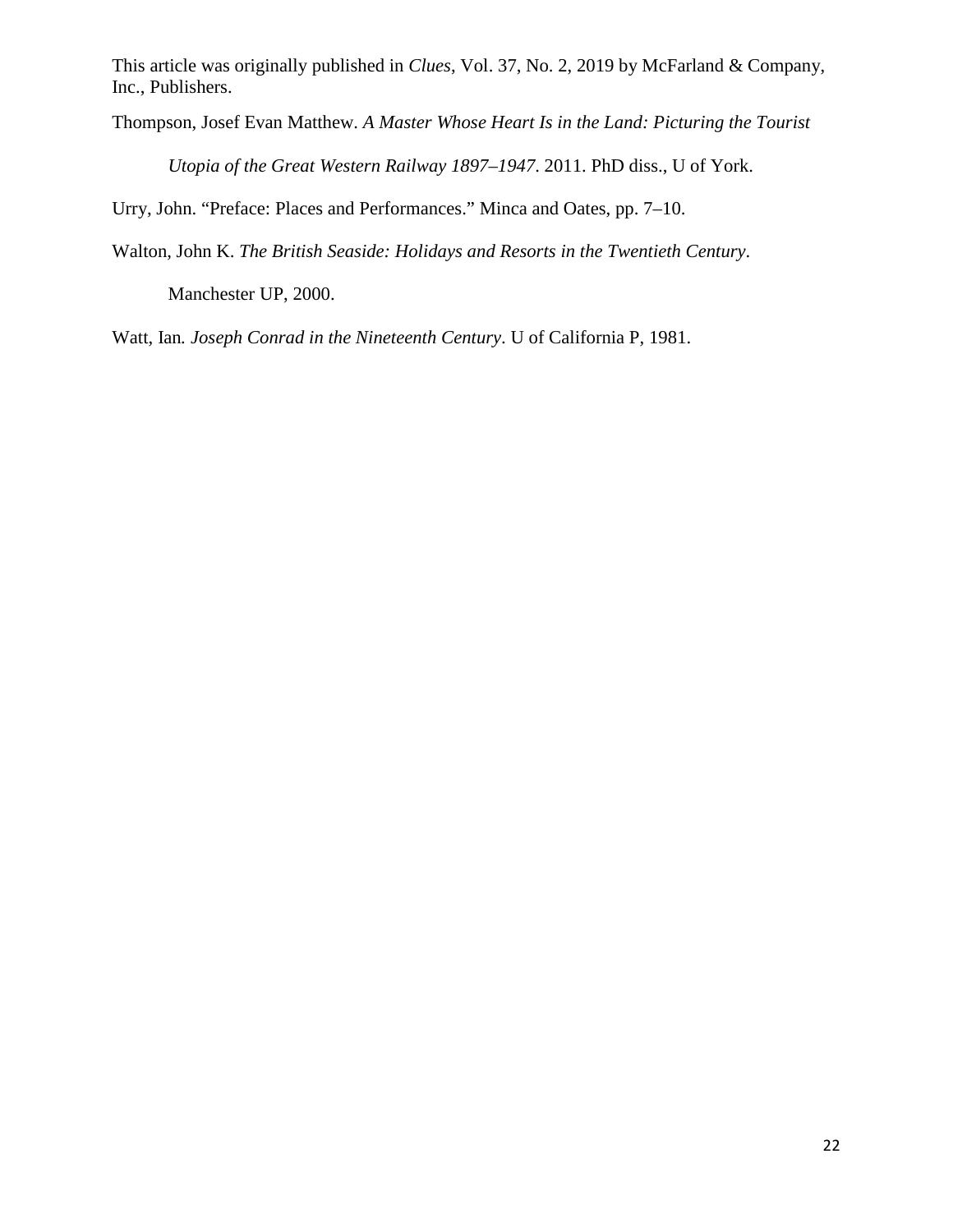This article was originally published in *Clues*, Vol. 37, No. 2, 2019 by McFarland & Company, Inc., Publishers.

Thompson, Josef Evan Matthew. *A Master Whose Heart Is in the Land: Picturing the Tourist Utopia of the Great Western Railway 1897–1947*. 2011. PhD diss., U of York.

Urry, John. "Preface: Places and Performances." Minca and Oates, pp. 7–10.

Walton, John K. *The British Seaside: Holidays and Resorts in the Twentieth Century*. Manchester UP, 2000.

Watt, Ian. *Joseph Conrad in the Nineteenth Century*. U of California P, 1981.